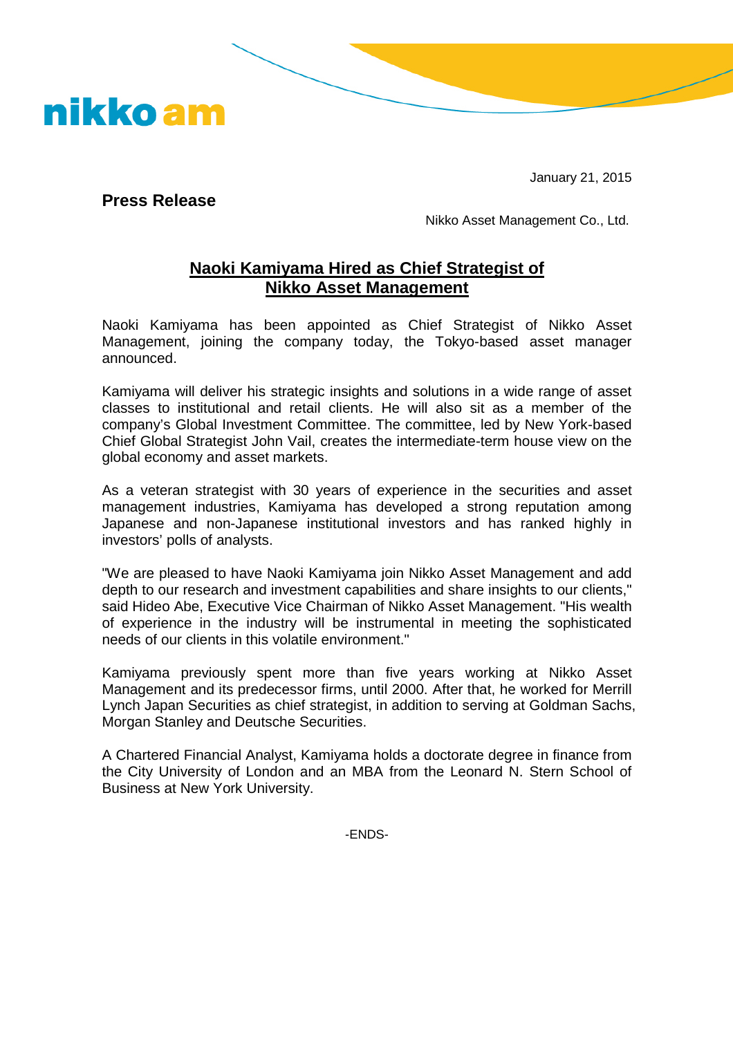nikko am

January 21, 2015

**Press Release**

Nikko Asset Management Co., Ltd.

## Naoki Kamiyama Hired as Chief Strategist of Nikko Asset Management

Naoki Kamiyama has been appointed as Chief Strategist of Nikko Asset Management, joining the company today, the Tokyo-based asset manager announced.

Kamiyama will deliver his strategic insights and solutions in a wide range of asset classes to institutional and retail clients. He will also sit as a member of the company's Global Investment Committee. The committee, led by New York-based Chief Global Strategist John Vail, creates the intermediate-term house view on the global economy and asset markets.

As a veteran strategist with 30 years of experience in the securities and asset management industries, Kamiyama has developed a strong reputation among Japanese and non-Japanese institutional investors and has ranked highly in investors' polls of analysts.

"We are pleased to have Naoki Kamiyama join Nikko Asset Management and add depth to our research and investment capabilities and share insights to our clients," said Hideo Abe, Executive Vice Chairman of Nikko Asset Management. "His wealth of experience in the industry will be instrumental in meeting the sophisticated needs of our clients in this volatile environment."

Kamiyama previously spent more than five years working at Nikko Asset Management and its predecessor firms, until 2000. After that, he worked for Merrill Lynch Japan Securities as chief strategist, in addition to serving at Goldman Sachs, Morgan Stanley and Deutsche Securities.

A Chartered Financial Analyst, Kamiyama holds a doctorate degree in finance from the City University of London and an MBA from the Leonard N. Stern School of Business at New York University.

-ENDS-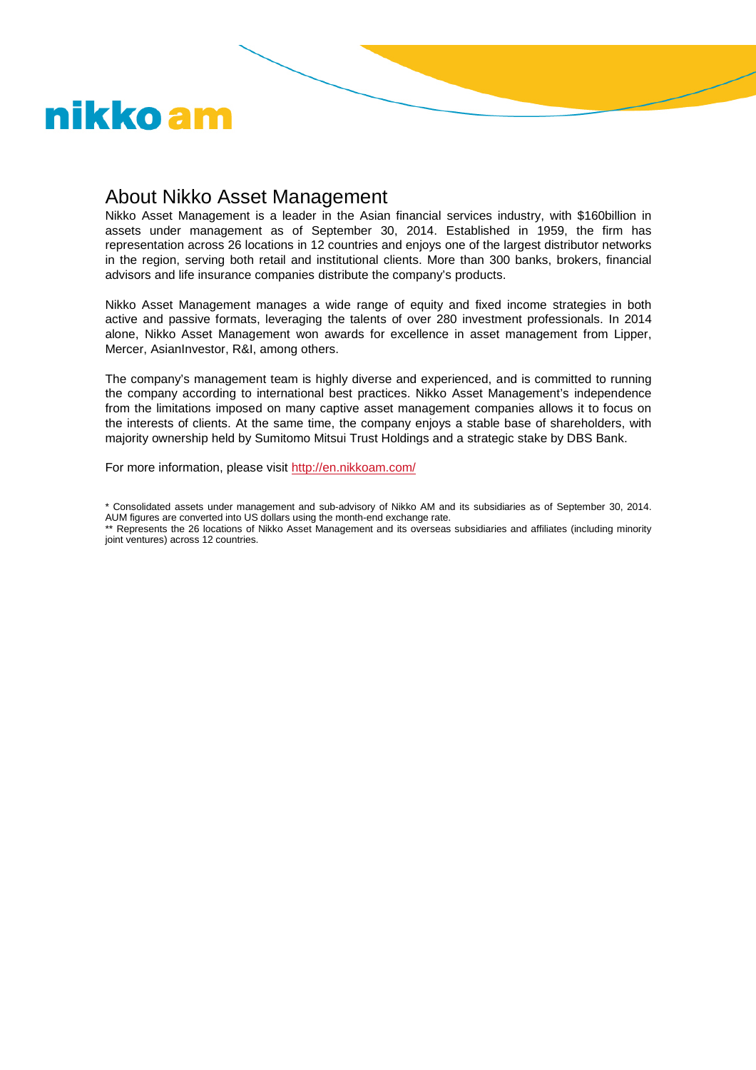# About Nikko Asset Management

Nikko Asset Management is a leader in the Asian financial services industry, with $160billion in assets under management as of September 30, 2014. Established in 1959, the firm has representation across 26 locations in 12 countries and enjoys one of the largest distributor networks in the region, serving both retail and institutional clients. More than 300 banks, brokers, financial advisors and life insurance companies distribute the company's products.

Nikko Asset Management manages a wide range of equity and fixed income strategies in both active and passive formats, leveraging the talents of over 280 investment professionals. In 2014 alone, Nikko Asset Management won awards for excellence in asset management from Lipper, Mercer, AsianInvestor, R&I, among others.

The company's management team is highly diverse and experienced, and is committed to running the company according to international best practices. Nikko Asset Management's independence from the limitations imposed on many captive asset management companies allows it to focus on the interests of clients. At the same time, the company enjoys a stable base of shareholders, with majority ownership held by Sumitomo Mitsui Trust Holdings and a strategic stake by DBS Bank.

For more information, please visit http://en.nikkoam.com/

* Consolidated assets under management and sub-advisory of Nikko AM and its subsidiaries as of September 30, 2014. AUM figures are converted into US dollars using the month-end exchange rate.

** Represents the 26 locations of Nikko Asset Management and its overseas subsidiaries and affiliates (including minority joint ventures) across 12 countries.